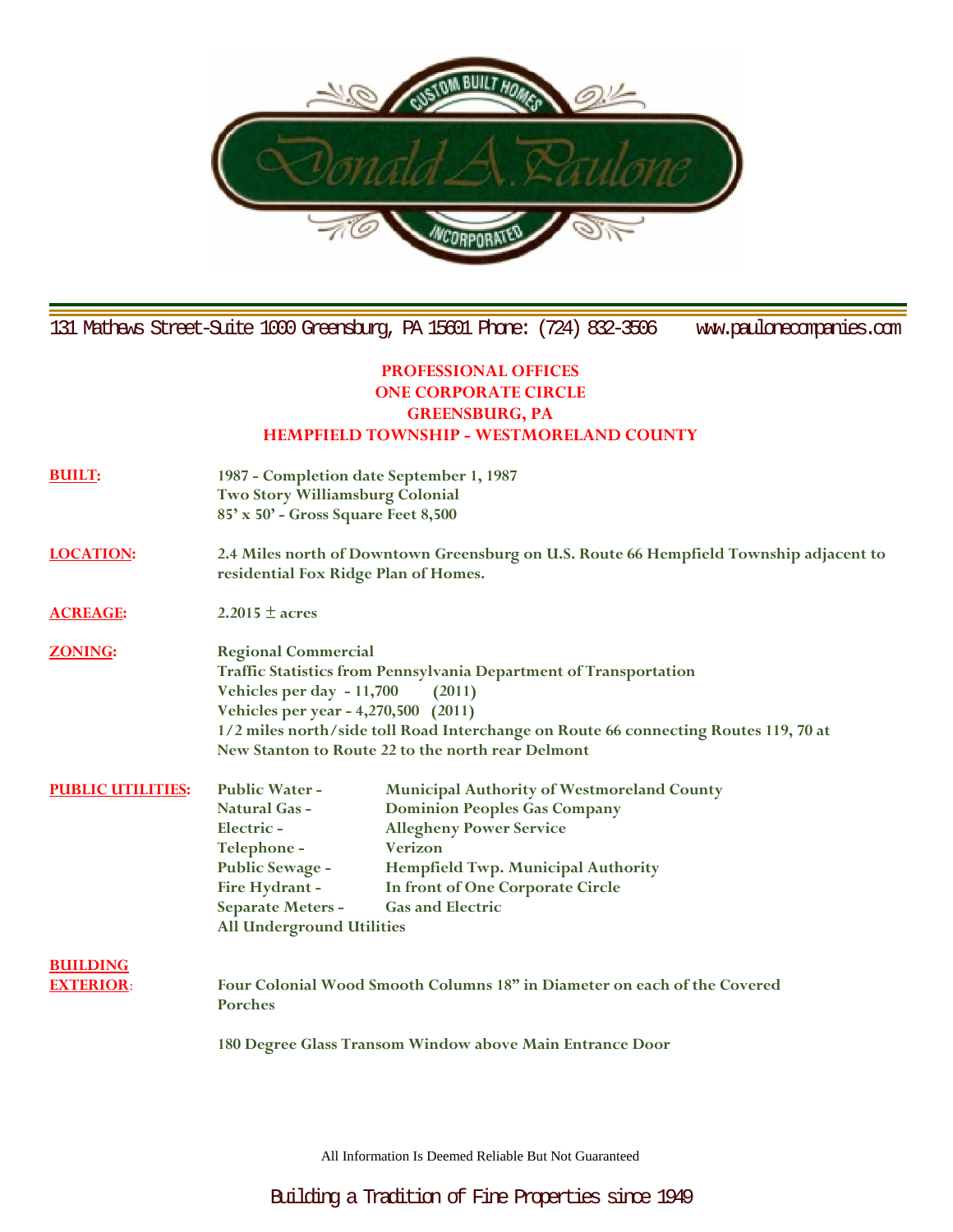Donald A. Paulone Custom Built Homes Incorporated

131 Mathews Street-Suite 1000 Greensburg, PA 15601 Phone: (724) 832-3506 www.paulonecompanies.com

## PROFESSIONAL OFFICES
## ONE CORPORATE CIRCLE
## GREENSBURG, PA
## HEMPFIELD TOWNSHIP - WESTMORELAND COUNTY

**BUILT:**
1987 - Completion date September 1, 1987
Two Story Williamsburg Colonial
85' x 50' - Gross Square Feet 8,500

**LOCATION:**
2.4 Miles north of Downtown Greensburg on U.S. Route 66 Hempfield Township adjacent to residential Fox Ridge Plan of Homes.

**ACREAGE:**
2.2015 ± acres

**ZONING:**
Regional Commercial
Traffic Statistics from Pennsylvania Department of Transportation
Vehicles per day - 11,700 (2011)
Vehicles per year - 4,270,500 (2011)
1/2 miles north/side toll Road Interchange on Route 66 connecting Routes 119, 70 at New Stanton to Route 22 to the north rear Delmont

**PUBLIC UTILITIES:**

| | |
|---|---|
| Public Water - | Municipal Authority of Westmoreland County |
| Natural Gas - | Dominion Peoples Gas Company |
| Electric - | Allegheny Power Service |
| Telephone - | Verizon |
| Public Sewage - | Hempfield Twp. Municipal Authority |
| Fire Hydrant - | In front of One Corporate Circle |
| Separate Meters - | Gas and Electric |

All Underground Utilities

**BUILDING EXTERIOR:**
Four Colonial Wood Smooth Columns 18" in Diameter on each of the Covered Porches

180 Degree Glass Transom Window above Main Entrance Door

All Information Is Deemed Reliable But Not Guaranteed

Building a Tradition of Fine Properties since 1949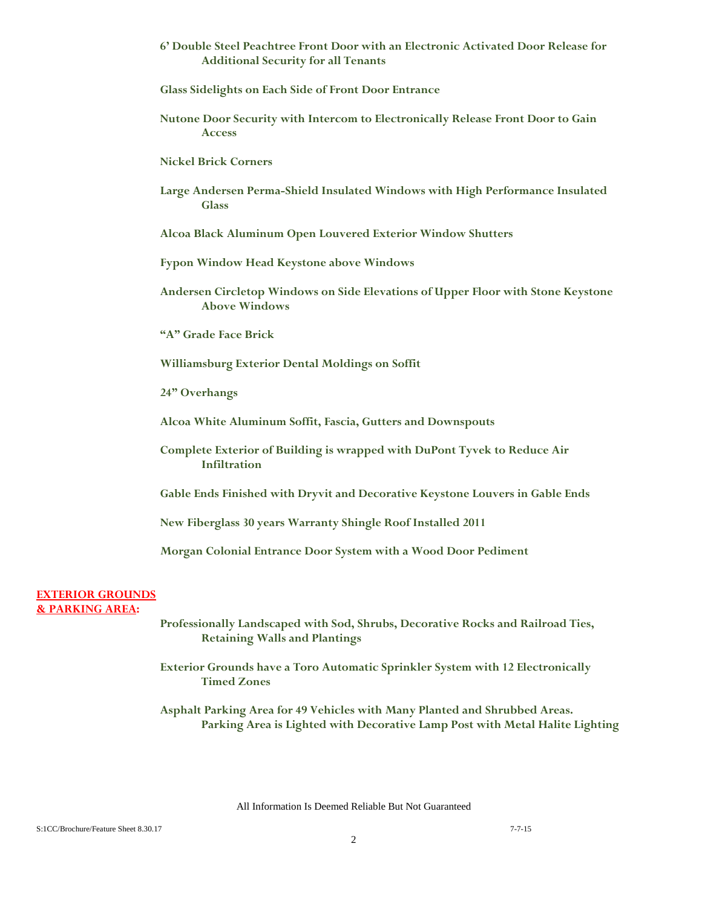**6' Double Steel Peachtree Front Door with an Electronic Activated Door Release for Additional Security for all Tenants**

**Glass Sidelights on Each Side of Front Door Entrance**

**Nutone Door Security with Intercom to Electronically Release Front Door to Gain Access**

**Nickel Brick Corners**

**Large Andersen Perma-Shield Insulated Windows with High Performance Insulated Glass**

**Alcoa Black Aluminum Open Louvered Exterior Window Shutters**

**Fypon Window Head Keystone above Windows**

**Andersen Circletop Windows on Side Elevations of Upper Floor with Stone Keystone Above Windows**

**"A" Grade Face Brick**

**Williamsburg Exterior Dental Moldings on Soffit**

**24" Overhangs**

**Alcoa White Aluminum Soffit, Fascia, Gutters and Downspouts**

**Complete Exterior of Building is wrapped with DuPont Tyvek to Reduce Air Infiltration**

**Gable Ends Finished with Dryvit and Decorative Keystone Louvers in Gable Ends**

**New Fiberglass 30 years Warranty Shingle Roof Installed 2011**

**Morgan Colonial Entrance Door System with a Wood Door Pediment**

## EXTERIOR GROUNDS & PARKING AREA:

**Professionally Landscaped with Sod, Shrubs, Decorative Rocks and Railroad Ties, Retaining Walls and Plantings**

**Exterior Grounds have a Toro Automatic Sprinkler System with 12 Electronically Timed Zones**

**Asphalt Parking Area for 49 Vehicles with Many Planted and Shrubbed Areas. Parking Area is Lighted with Decorative Lamp Post with Metal Halite Lighting**

All Information Is Deemed Reliable But Not Guaranteed

S:1CC/Brochure/Feature Sheet 8.30.17 7-7-15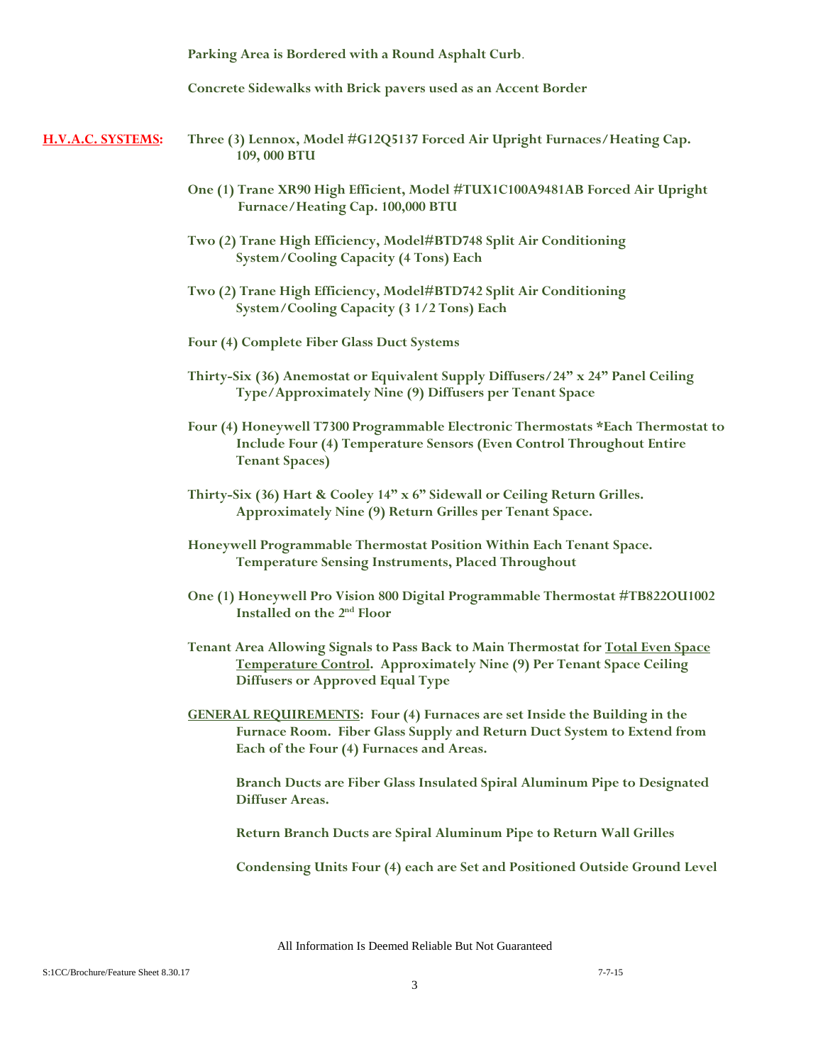**Parking Area is Bordered with a Round Asphalt Curb**.

**Concrete Sidewalks with Brick pavers used as an Accent Border**

**H.V.A.C. SYSTEMS:**

**Three (3) Lennox, Model #G12Q5137 Forced Air Upright Furnaces/Heating Cap. 109, 000 BTU**

**One (1) Trane XR90 High Efficient, Model #TUX1C100A9481AB Forced Air Upright Furnace/Heating Cap. 100,000 BTU**

**Two (2) Trane High Efficiency, Model#BTD748 Split Air Conditioning System/Cooling Capacity (4 Tons) Each**

**Two (2) Trane High Efficiency, Model#BTD742 Split Air Conditioning System/Cooling Capacity (3 1/2 Tons) Each**

**Four (4) Complete Fiber Glass Duct Systems**

**Thirty-Six (36) Anemostat or Equivalent Supply Diffusers/24" x 24" Panel Ceiling Type/Approximately Nine (9) Diffusers per Tenant Space**

**Four (4) Honeywell T7300 Programmable Electronic Thermostats *Each Thermostat to Include Four (4) Temperature Sensors (Even Control Throughout Entire Tenant Spaces)**

**Thirty-Six (36) Hart & Cooley 14" x 6" Sidewall or Ceiling Return Grilles. Approximately Nine (9) Return Grilles per Tenant Space.**

**Honeywell Programmable Thermostat Position Within Each Tenant Space. Temperature Sensing Instruments, Placed Throughout**

**One (1) Honeywell Pro Vision 800 Digital Programmable Thermostat #TB822OU1002 Installed on the 2nd Floor**

**Tenant Area Allowing Signals to Pass Back to Main Thermostat for <u>Total Even Space Temperature Control</u>. Approximately Nine (9) Per Tenant Space Ceiling Diffusers or Approved Equal Type**

**<u>GENERAL REQUIREMENTS</u>: Four (4) Furnaces are set Inside the Building in the Furnace Room. Fiber Glass Supply and Return Duct System to Extend from Each of the Four (4) Furnaces and Areas.**

**Branch Ducts are Fiber Glass Insulated Spiral Aluminum Pipe to Designated Diffuser Areas.**

**Return Branch Ducts are Spiral Aluminum Pipe to Return Wall Grilles**

**Condensing Units Four (4) each are Set and Positioned Outside Ground Level**

All Information Is Deemed Reliable But Not Guaranteed

S:1CC/Brochure/Feature Sheet 8.30.17 7-7-15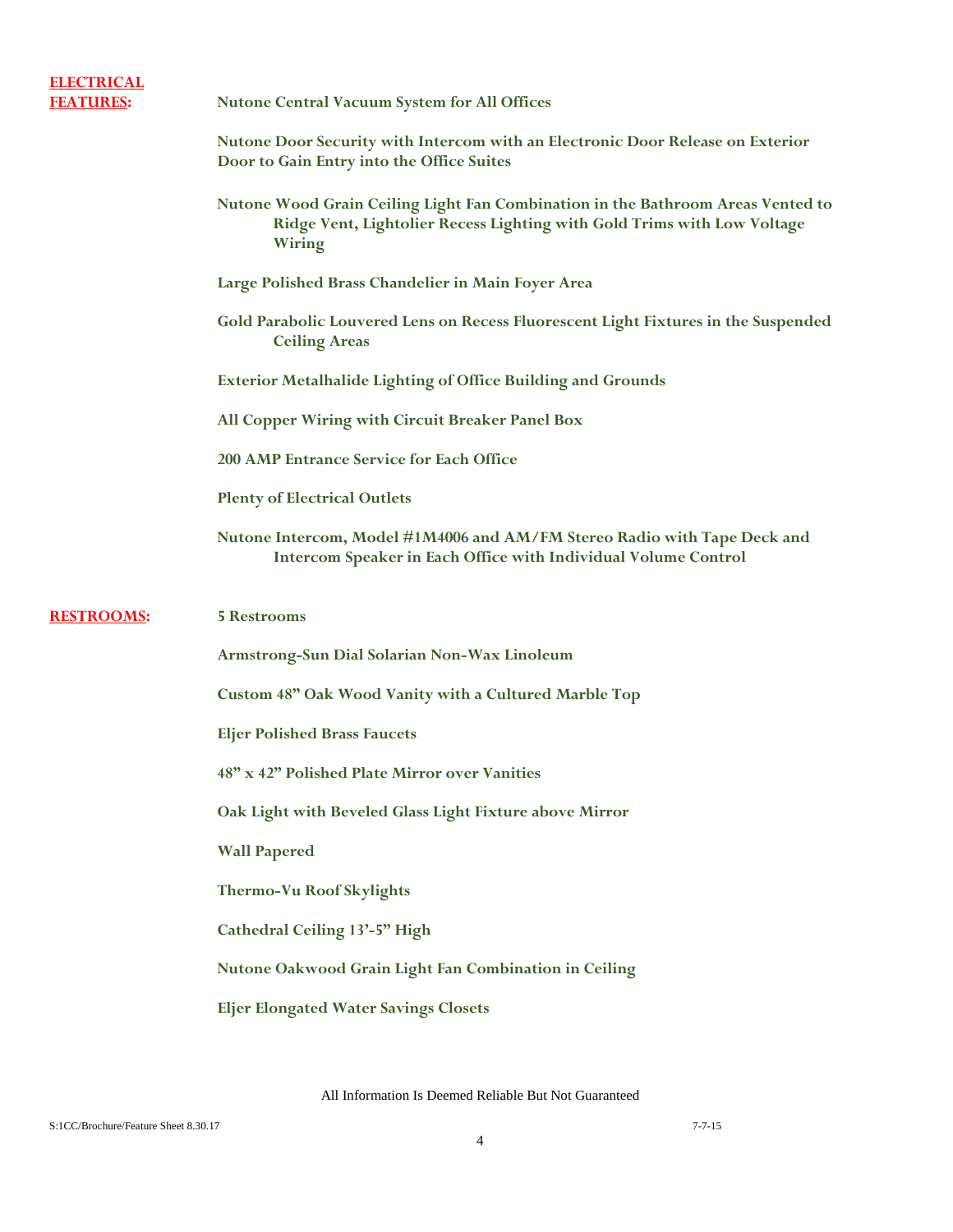**ELECTRICAL FEATURES:**

- Nutone Central Vacuum System for All Offices
- Nutone Door Security with Intercom with an Electronic Door Release on Exterior Door to Gain Entry into the Office Suites
- Nutone Wood Grain Ceiling Light Fan Combination in the Bathroom Areas Vented to Ridge Vent, Lightolier Recess Lighting with Gold Trims with Low Voltage Wiring
- Large Polished Brass Chandelier in Main Foyer Area
- Gold Parabolic Louvered Lens on Recess Fluorescent Light Fixtures in the Suspended Ceiling Areas
- Exterior Metalhalide Lighting of Office Building and Grounds
- All Copper Wiring with Circuit Breaker Panel Box
- 200 AMP Entrance Service for Each Office
- Plenty of Electrical Outlets
- Nutone Intercom, Model #1M4006 and AM/FM Stereo Radio with Tape Deck and Intercom Speaker in Each Office with Individual Volume Control

**RESTROOMS:**

- 5 Restrooms
- Armstrong-Sun Dial Solarian Non-Wax Linoleum
- Custom 48" Oak Wood Vanity with a Cultured Marble Top
- Eljer Polished Brass Faucets
- 48" x 42" Polished Plate Mirror over Vanities
- Oak Light with Beveled Glass Light Fixture above Mirror
- Wall Papered
- Thermo-Vu Roof Skylights
- Cathedral Ceiling 13'-5" High
- Nutone Oakwood Grain Light Fan Combination in Ceiling
- Eljer Elongated Water Savings Closets

All Information Is Deemed Reliable But Not Guaranteed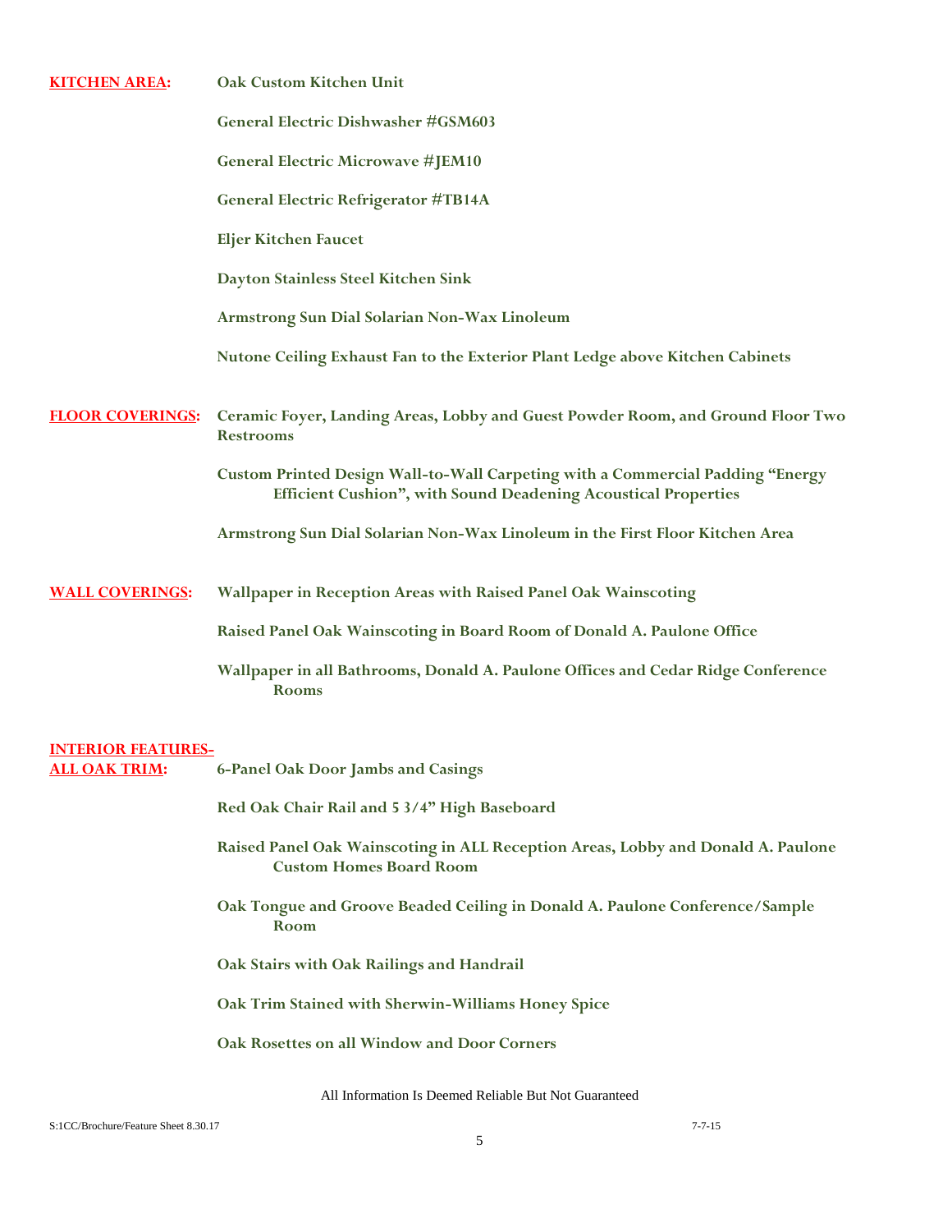**KITCHEN AREA:**

- Oak Custom Kitchen Unit
- General Electric Dishwasher #GSM603
- General Electric Microwave #JEM10
- General Electric Refrigerator #TB14A
- Eljer Kitchen Faucet
- Dayton Stainless Steel Kitchen Sink
- Armstrong Sun Dial Solarian Non-Wax Linoleum
- Nutone Ceiling Exhaust Fan to the Exterior Plant Ledge above Kitchen Cabinets

**FLOOR COVERINGS:**

- Ceramic Foyer, Landing Areas, Lobby and Guest Powder Room, and Ground Floor Two Restrooms
- Custom Printed Design Wall-to-Wall Carpeting with a Commercial Padding "Energy Efficient Cushion", with Sound Deadening Acoustical Properties
- Armstrong Sun Dial Solarian Non-Wax Linoleum in the First Floor Kitchen Area

**WALL COVERINGS:**

- Wallpaper in Reception Areas with Raised Panel Oak Wainscoting
- Raised Panel Oak Wainscoting in Board Room of Donald A. Paulone Office
- Wallpaper in all Bathrooms, Donald A. Paulone Offices and Cedar Ridge Conference Rooms

**INTERIOR FEATURES- ALL OAK TRIM:**

- 6-Panel Oak Door Jambs and Casings
- Red Oak Chair Rail and 5 3/4" High Baseboard
- Raised Panel Oak Wainscoting in ALL Reception Areas, Lobby and Donald A. Paulone Custom Homes Board Room
- Oak Tongue and Groove Beaded Ceiling in Donald A. Paulone Conference/Sample Room
- Oak Stairs with Oak Railings and Handrail
- Oak Trim Stained with Sherwin-Williams Honey Spice
- Oak Rosettes on all Window and Door Corners

All Information Is Deemed Reliable But Not Guaranteed

S:1CC/Brochure/Feature Sheet 8.30.17 7-7-15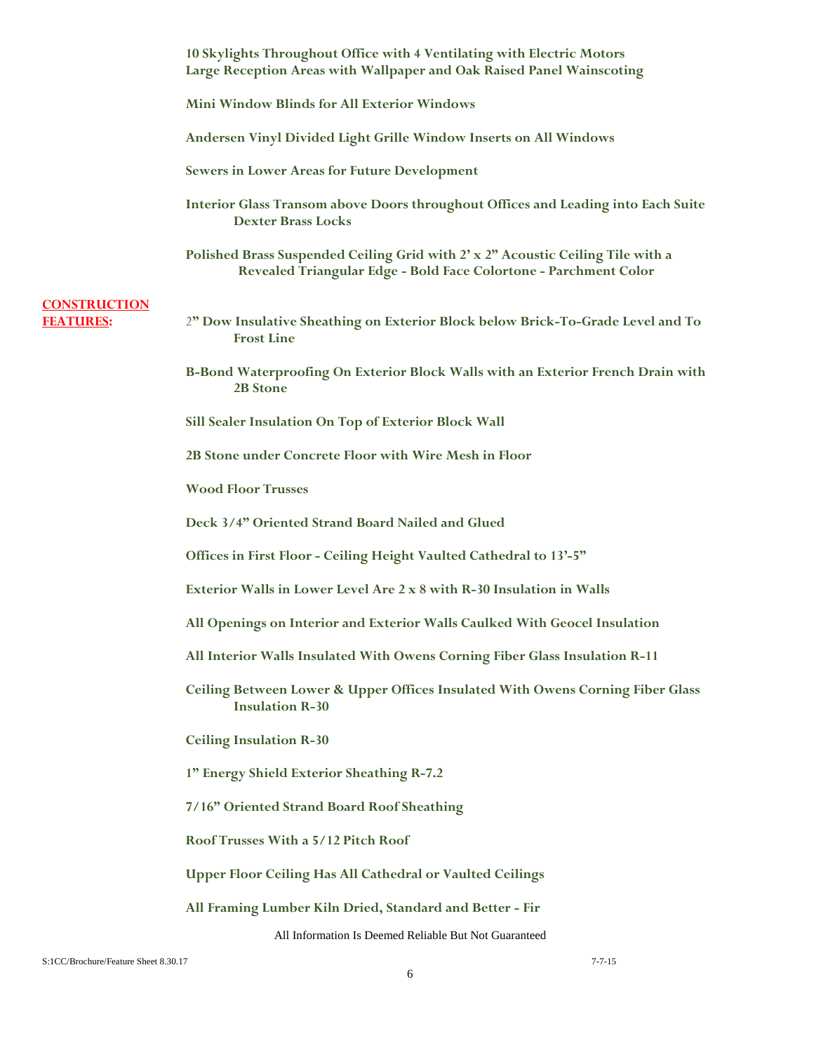**10 Skylights Throughout Office with 4 Ventilating with Electric Motors**
**Large Reception Areas with Wallpaper and Oak Raised Panel Wainscoting**

**Mini Window Blinds for All Exterior Windows**

**Andersen Vinyl Divided Light Grille Window Inserts on All Windows**

**Sewers in Lower Areas for Future Development**

**Interior Glass Transom above Doors throughout Offices and Leading into Each Suite Dexter Brass Locks**

**Polished Brass Suspended Ceiling Grid with 2' x 2" Acoustic Ceiling Tile with a Revealed Triangular Edge - Bold Face Colortone - Parchment Color**

## CONSTRUCTION FEATURES:

**2" Dow Insulative Sheathing on Exterior Block below Brick-To-Grade Level and To Frost Line**

**B-Bond Waterproofing On Exterior Block Walls with an Exterior French Drain with 2B Stone**

**Sill Sealer Insulation On Top of Exterior Block Wall**

**2B Stone under Concrete Floor with Wire Mesh in Floor**

**Wood Floor Trusses**

**Deck 3/4" Oriented Strand Board Nailed and Glued**

**Offices in First Floor - Ceiling Height Vaulted Cathedral to 13'-5"**

**Exterior Walls in Lower Level Are 2 x 8 with R-30 Insulation in Walls**

**All Openings on Interior and Exterior Walls Caulked With Geocel Insulation**

**All Interior Walls Insulated With Owens Corning Fiber Glass Insulation R-11**

**Ceiling Between Lower & Upper Offices Insulated With Owens Corning Fiber Glass Insulation R-30**

**Ceiling Insulation R-30**

**1" Energy Shield Exterior Sheathing R-7.2**

**7/16" Oriented Strand Board Roof Sheathing**

**Roof Trusses With a 5/12 Pitch Roof**

**Upper Floor Ceiling Has All Cathedral or Vaulted Ceilings**

**All Framing Lumber Kiln Dried, Standard and Better - Fir**

All Information Is Deemed Reliable But Not Guaranteed

S:1CC/Brochure/Feature Sheet 8.30.17 7-7-15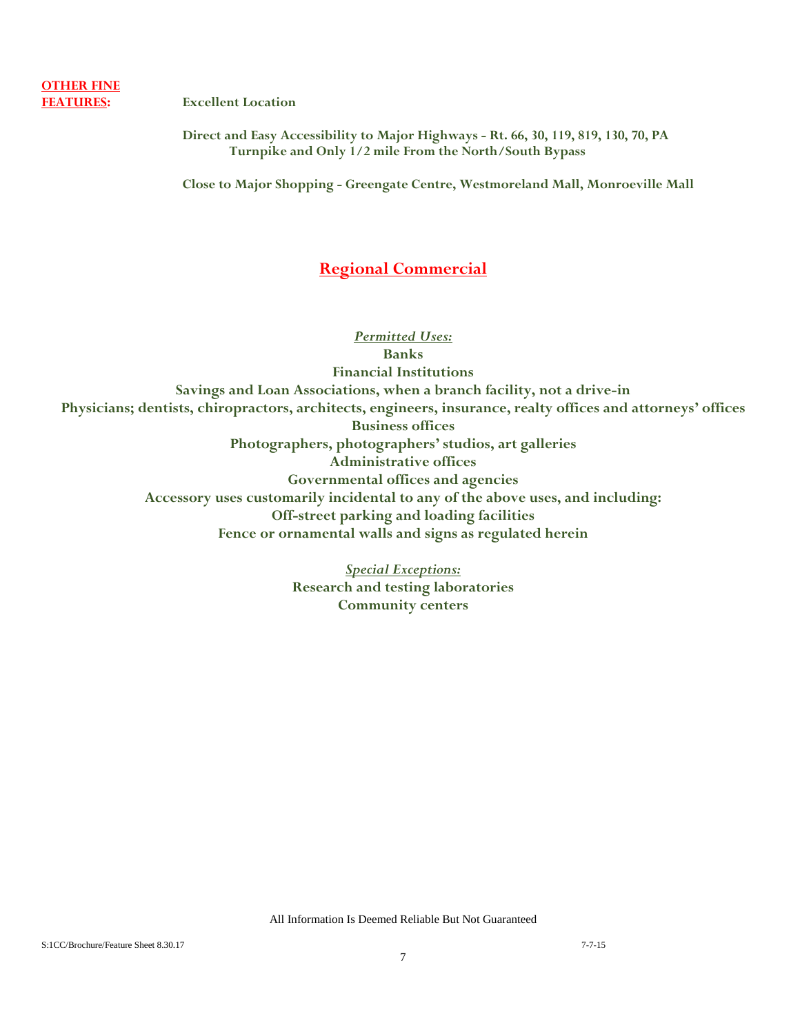**OTHER FINE FEATURES:** Excellent Location

Direct and Easy Accessibility to Major Highways - Rt. 66, 30, 119, 819, 130, 70, PA Turnpike and Only 1/2 mile From the North/South Bypass

Close to Major Shopping - Greengate Centre, Westmoreland Mall, Monroeville Mall

## Regional Commercial

***Permitted Uses:***

**Banks**
**Financial Institutions**
**Savings and Loan Associations, when a branch facility, not a drive-in**
**Physicians; dentists, chiropractors, architects, engineers, insurance, realty offices and attorneys' offices**
**Business offices**
**Photographers, photographers' studios, art galleries**
**Administrative offices**
**Governmental offices and agencies**
**Accessory uses customarily incidental to any of the above uses, and including:**
**Off-street parking and loading facilities**
**Fence or ornamental walls and signs as regulated herein**

***Special Exceptions:***

**Research and testing laboratories**
**Community centers**

All Information Is Deemed Reliable But Not Guaranteed

S:1CC/Brochure/Feature Sheet 8.30.17 7-7-15